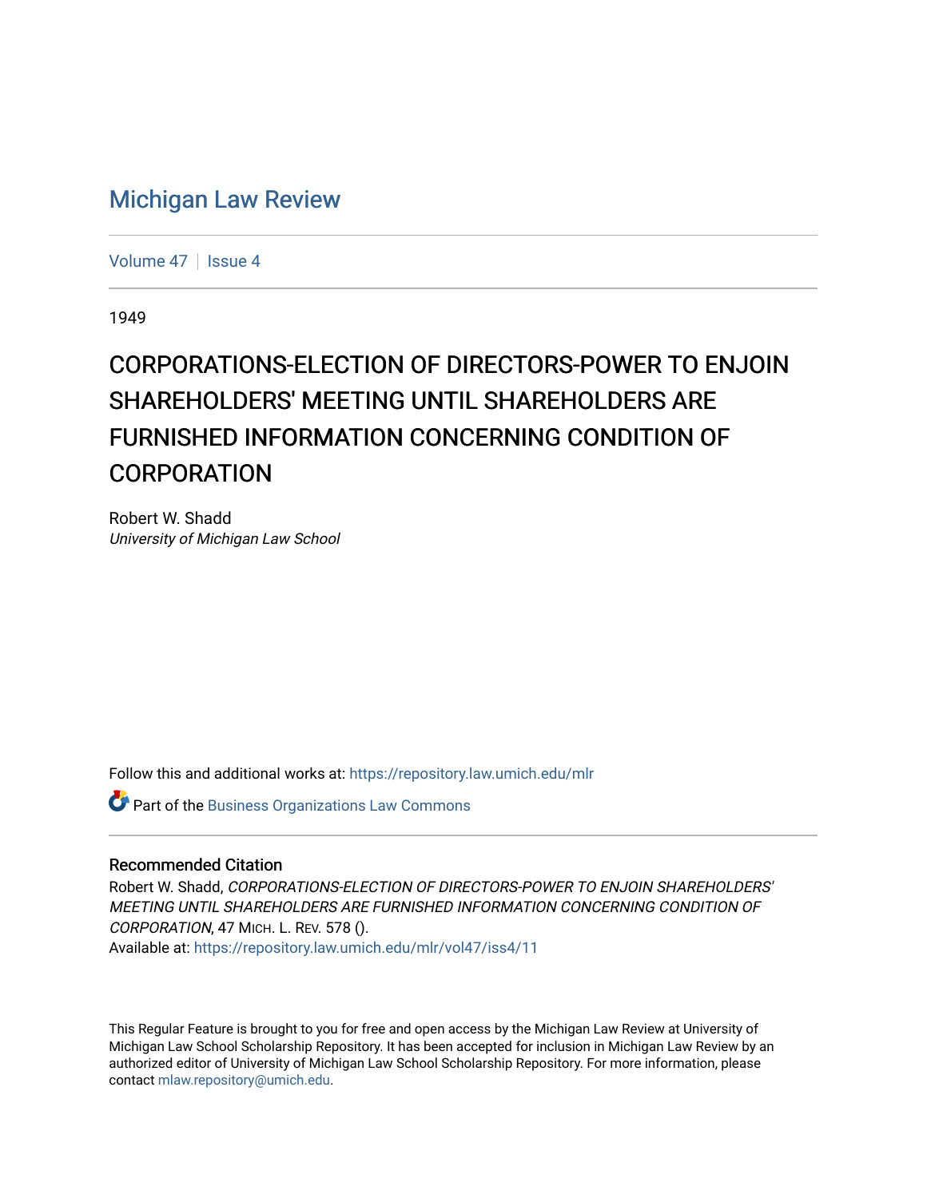# Michigan Law Review

Volume 47 | Issue 4

1949

# CORPORATIONS-ELECTION OF DIRECTORS-POWER TO ENJOIN SHAREHOLDERS' MEETING UNTIL SHAREHOLDERS ARE FURNISHED INFORMATION CONCERNING CONDITION OF CORPORATION

Robert W. Shadd
*University of Michigan Law School*

Follow this and additional works at: https://repository.law.umich.edu/mlr

Part of the Business Organizations Law Commons

## Recommended Citation

Robert W. Shadd, *CORPORATIONS-ELECTION OF DIRECTORS-POWER TO ENJOIN SHAREHOLDERS' MEETING UNTIL SHAREHOLDERS ARE FURNISHED INFORMATION CONCERNING CONDITION OF CORPORATION*, 47 MICH. L. REV. 578 ().
Available at: https://repository.law.umich.edu/mlr/vol47/iss4/11

This Regular Feature is brought to you for free and open access by the Michigan Law Review at University of Michigan Law School Scholarship Repository. It has been accepted for inclusion in Michigan Law Review by an authorized editor of University of Michigan Law School Scholarship Repository. For more information, please contact mlaw.repository@umich.edu.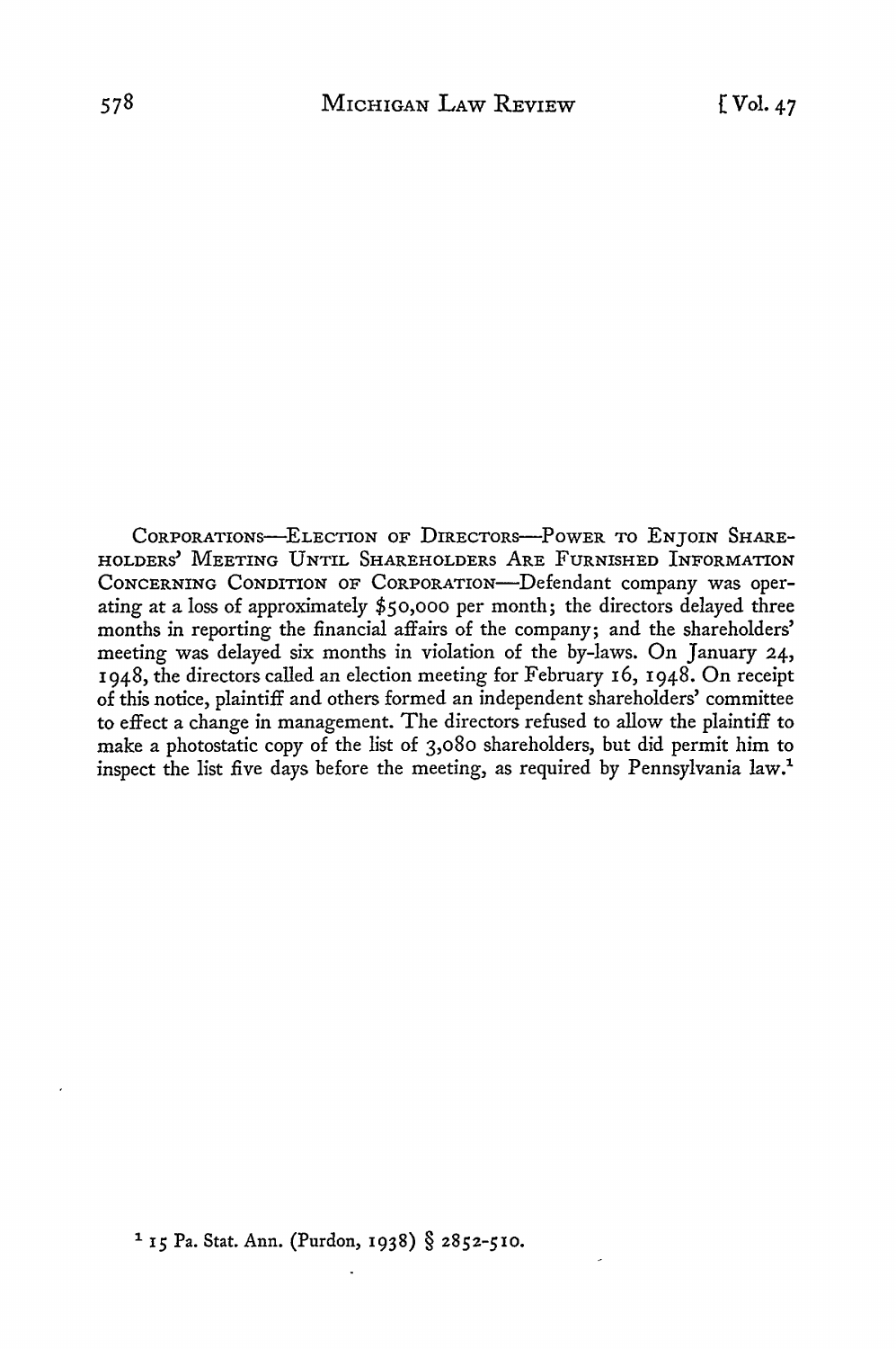CORPORATIONS—ELECTION OF DIRECTORS—POWER TO ENJOIN SHAREHOLDERS' MEETING UNTIL SHAREHOLDERS ARE FURNISHED INFORMATION CONCERNING CONDITION OF CORPORATION—Defendant company was operating at a loss of approximately $50,000 per month; the directors delayed three months in reporting the financial affairs of the company; and the shareholders' meeting was delayed six months in violation of the by-laws. On January 24, 1948, the directors called an election meeting for February 16, 1948. On receipt of this notice, plaintiff and others formed an independent shareholders' committee to effect a change in management. The directors refused to allow the plaintiff to make a photostatic copy of the list of 3,080 shareholders, but did permit him to inspect the list five days before the meeting, as required by Pennsylvania law.[1]

[1] 15 Pa. Stat. Ann. (Purdon, 1938) § 2852-510.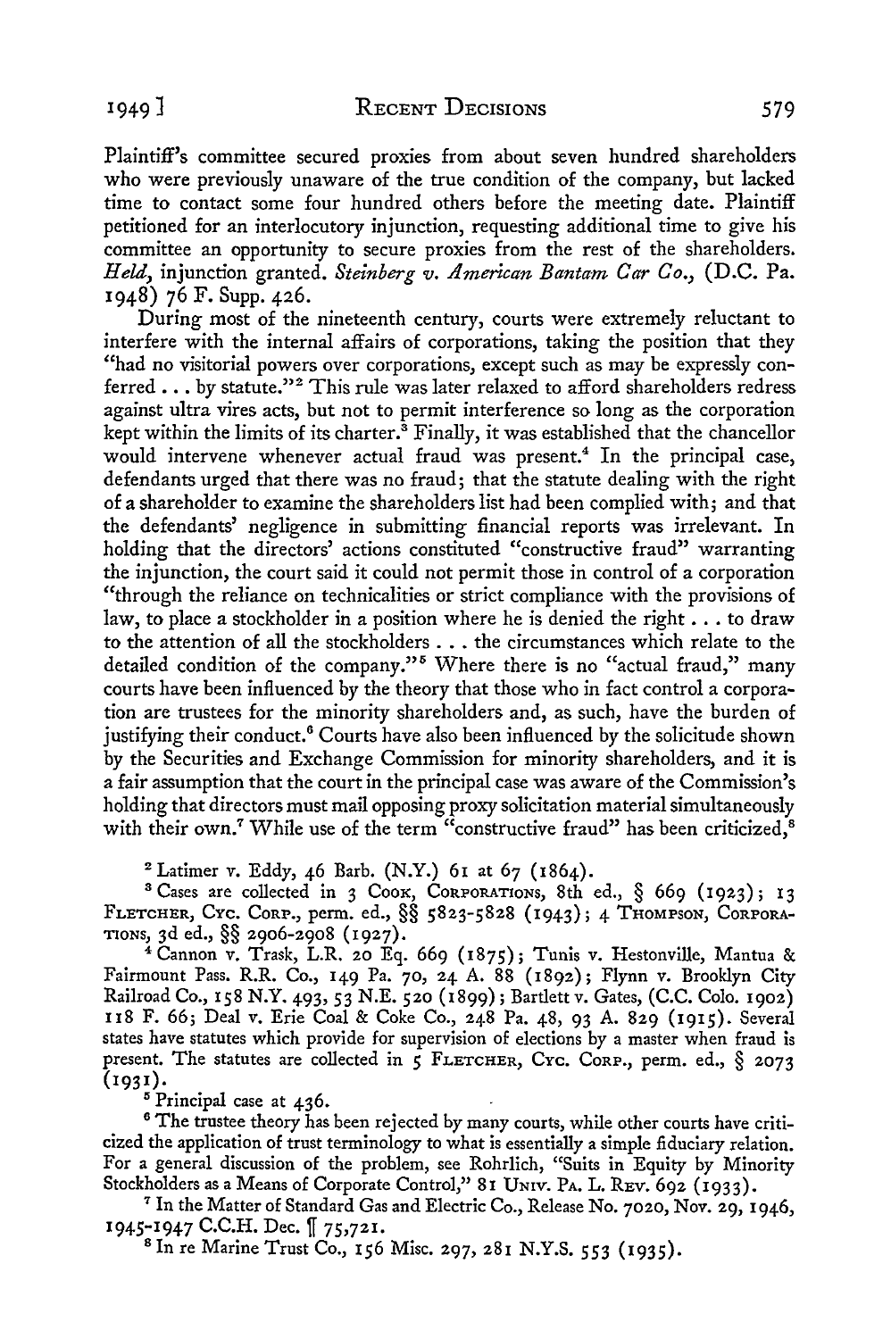Plaintiff's committee secured proxies from about seven hundred shareholders who were previously unaware of the true condition of the company, but lacked time to contact some four hundred others before the meeting date. Plaintiff petitioned for an interlocutory injunction, requesting additional time to give his committee an opportunity to secure proxies from the rest of the shareholders. *Held*, injunction granted. *Steinberg v. American Bantam Car Co.*, (D.C. Pa. 1948) 76 F. Supp. 426.

During most of the nineteenth century, courts were extremely reluctant to interfere with the internal affairs of corporations, taking the position that they "had no visitorial powers over corporations, except such as may be expressly conferred . . . by statute."[2] This rule was later relaxed to afford shareholders redress against ultra vires acts, but not to permit interference so long as the corporation kept within the limits of its charter.[3] Finally, it was established that the chancellor would intervene whenever actual fraud was present.[4] In the principal case, defendants urged that there was no fraud; that the statute dealing with the right of a shareholder to examine the shareholders list had been complied with; and that the defendants' negligence in submitting financial reports was irrelevant. In holding that the directors' actions constituted "constructive fraud" warranting the injunction, the court said it could not permit those in control of a corporation "through the reliance on technicalities or strict compliance with the provisions of law, to place a stockholder in a position where he is denied the right . . . to draw to the attention of all the stockholders . . . the circumstances which relate to the detailed condition of the company."[5] Where there is no "actual fraud," many courts have been influenced by the theory that those who in fact control a corporation are trustees for the minority shareholders and, as such, have the burden of justifying their conduct.[6] Courts have also been influenced by the solicitude shown by the Securities and Exchange Commission for minority shareholders, and it is a fair assumption that the court in the principal case was aware of the Commission's holding that directors must mail opposing proxy solicitation material simultaneously with their own.[7] While use of the term "constructive fraud" has been criticized,[8]

---

[2] Latimer v. Eddy, 46 Barb. (N.Y.) 61 at 67 (1864).

[3] Cases are collected in 3 Cook, Corporations, 8th ed., § 669 (1923); 13 Fletcher, Cyc. Corp., perm. ed., §§ 5823-5828 (1943); 4 Thompson, Corporations, 3d ed., §§ 2906-2908 (1927).

[4] Cannon v. Trask, L.R. 20 Eq. 669 (1875); Tunis v. Hestonville, Mantua & Fairmount Pass. R.R. Co., 149 Pa. 70, 24 A. 88 (1892); Flynn v. Brooklyn City Railroad Co., 158 N.Y. 493, 53 N.E. 520 (1899); Bartlett v. Gates, (C.C. Colo. 1902) 118 F. 66; Deal v. Erie Coal & Coke Co., 248 Pa. 48, 93 A. 829 (1915). Several states have statutes which provide for supervision of elections by a master when fraud is present. The statutes are collected in 5 Fletcher, Cyc. Corp., perm. ed., § 2073 (1931).

[5] Principal case at 436.

[6] The trustee theory has been rejected by many courts, while other courts have criticized the application of trust terminology to what is essentially a simple fiduciary relation. For a general discussion of the problem, see Rohrlich, "Suits in Equity by Minority Stockholders as a Means of Corporate Control," 81 Univ. Pa. L. Rev. 692 (1933).

[7] In the Matter of Standard Gas and Electric Co., Release No. 7020, Nov. 29, 1946, 1945-1947 C.C.H. Dec. ¶ 75,721.

[8] In re Marine Trust Co., 156 Misc. 297, 281 N.Y.S. 553 (1935).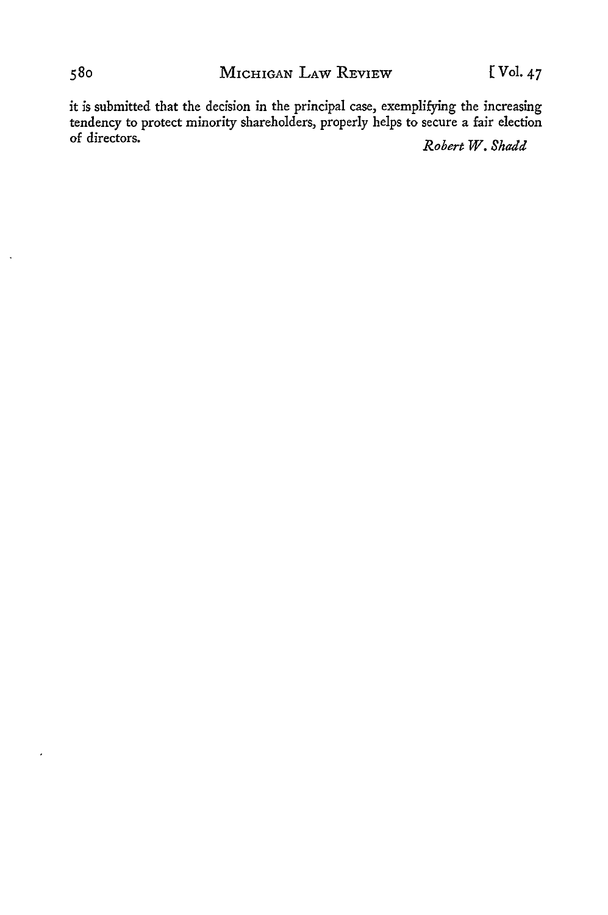it is submitted that the decision in the principal case, exemplifying the increasing tendency to protect minority shareholders, properly helps to secure a fair election of directors.

*Robert W. Shadd*